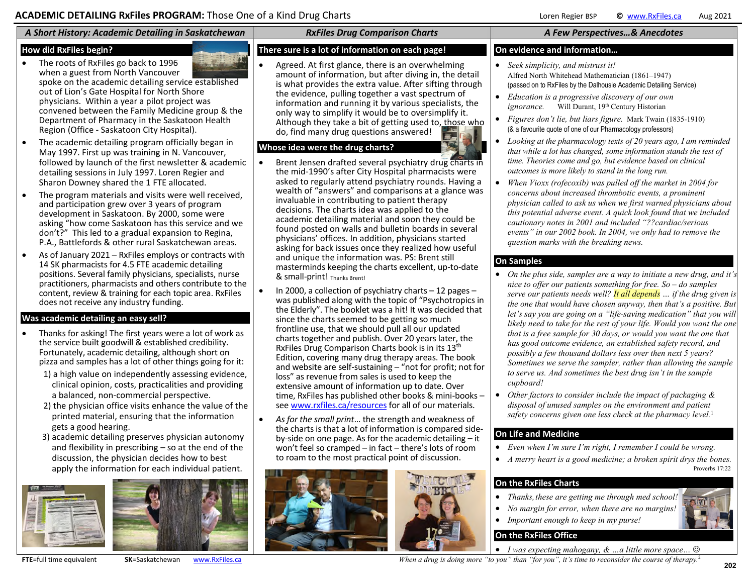# ACADEMIC DETAILING RxFiles PROGRAM: Those One of a Kind Drug Charts

Loren Regier BSP © www.RxFiles.ca Aug 2021

## A Short History: Academic Detailing in Saskatchewan

### How did RxFiles begin?

- The roots of RxFiles go back to 1996 when a guest from North Vancouver spoke on the academic detailing service established out of Lion's Gate Hospital for North Shore physicians. Within a year a pilot project was convened between the Family Medicine group & the Department of Pharmacy in the Saskatoon Health Region (Office - Saskatoon City Hospital).
- The academic detailing program officially began in May 1997. First up was training in N. Vancouver, followed by launch of the first newsletter & academic detailing sessions in July 1997. Loren Regier and Sharon Downey shared the 1 FTE allocated.
- The program materials and visits were well received, and participation grew over 3 years of program development in Saskatoon. By 2000, some were asking "how come Saskatoon has this service and we don't?" This led to a gradual expansion to Regina, P.A., Battlefords & other rural Saskatchewan areas.
- As of January 2021 – RxFiles employs or contracts with 14 SK pharmacists for 4.5 FTE academic detailing positions. Several family physicians, specialists, nurse practitioners, pharmacists and others contribute to the content, review & training for each topic area. RxFiles does not receive any industry funding.

### Was academic detailing an easy sell?

- Thanks for asking! The first years were a lot of work as the service built goodwill & established credibility. Fortunately, academic detailing, although short on pizza and samples has a lot of other things going for it:
  1) a high value on independently assessing evidence, clinical opinion, costs, practicalities and providing a balanced, non-commercial perspective.
  2) the physician office visits enhance the value of the printed material, ensuring that the information gets a good hearing.
  3) academic detailing preserves physician autonomy and flexibility in prescribing – so at the end of the discussion, the physician decides how to best apply the information for each individual patient.

## RxFiles Drug Comparison Charts

### There sure is a lot of information on each page!

- Agreed. At first glance, there is an overwhelming amount of information, but after diving in, the detail is what provides the extra value. After sifting through the evidence, pulling together a vast spectrum of information and running it by various specialists, the only way to simplify it would be to oversimplify it. Although they take a bit of getting used to, those who do, find many drug questions answered!

### Whose idea were the drug charts?

- Brent Jensen drafted several psychiatry drug charts in the mid-1990's after City Hospital pharmacists were asked to regularly attend psychiatry rounds. Having a wealth of "answers" and comparisons at a glance was invaluable in contributing to patient therapy decisions. The charts idea was applied to the academic detailing material and soon they could be found posted on walls and bulletin boards in several physicians' offices. In addition, physicians started asking for back issues once they realized how useful and unique the information was. PS: Brent still masterminds keeping the charts excellent, up-to-date & small-print! Thanks Brent!
- In 2000, a collection of psychiatry charts – 12 pages – was published along with the topic of "Psychotropics in the Elderly". The booklet was a hit! It was decided that since the charts seemed to be getting so much frontline use, that we should pull all our updated charts together and publish. Over 20 years later, the RxFiles Drug Comparison Charts book is in its 13th Edition, covering many drug therapy areas. The book and website are self-sustaining – "not for profit; not for loss" as revenue from sales is used to keep the extensive amount of information up to date. Over time, RxFiles has published other books & mini-books – see www.rxfiles.ca/resources for all of our materials.
- *As for the small print…* the strength and weakness of the charts is that a lot of information is compared side-by-side on one page. As for the academic detailing – it won't feel so cramped – in fact – there's lots of room to roam to the most practical point of discussion.

## A Few Perspectives…& Anecdotes

### On evidence and information…

- *Seek simplicity, and mistrust it!* Alfred North Whitehead Mathematician (1861–1947) (passed on to RxFiles by the Dalhousie Academic Detailing Service)
- *Education is a progressive discovery of our own ignorance.* Will Durant, 19th Century Historian
- *Figures don't lie, but liars figure.* Mark Twain (1835-1910) (& a favourite quote of one of our Pharmacology professors)
- *Looking at the pharmacology texts of 20 years ago, I am reminded that while a lot has changed, some information stands the test of time. Theories come and go, but evidence based on clinical outcomes is more likely to stand in the long run.*
- *When Vioxx (rofecoxib) was pulled off the market in 2004 for concerns about increased thrombotic events, a prominent physician called to ask us when we first warned physicians about this potential adverse event. A quick look found that we included cautionary notes in 2001 and included "??cardiac/serious events" in our 2002 book. In 2004, we only had to remove the question marks with the breaking news.*

### On Samples

- *On the plus side, samples are a way to initiate a new drug, and it's nice to offer our patients something for free. So – do samples serve our patients needs well? It all depends … if the drug given is the one that would have chosen anyway, then that's a positive. But let's say you are going on a "life-saving medication" that you will likely need to take for the rest of your life. Would you want the one that is a free sample for 30 days, or would you want the one that has good outcome evidence, an established safety record, and possibly a few thousand dollars less over then next 5 years? Sometimes we serve the sampler, rather than allowing the sample to serve us. And sometimes the best drug isn't in the sample cupboard!*
- *Other factors to consider include the impact of packaging & disposal of unused samples on the environment and patient safety concerns given one less check at the pharmacy level.*[1]

### On Life and Medicine

- *Even when I'm sure I'm right, I remember I could be wrong.*
- *A merry heart is a good medicine; a broken spirit drys the bones.* Proverbs 17:22

### On the RxFiles Charts

- *Thanks, these are getting me through med school!*
- *No margin for error, when there are no margins!*
- *Important enough to keep in my purse!*

### On the RxFiles Office

- *I was expecting mahogany, & …a little more space…* ☺

*When a drug is doing more "to you" than "for you", it's time to reconsider the course of therapy.*[2]

**FTE**=full time equivalent **SK**=Saskatchewan www.RxFiles.ca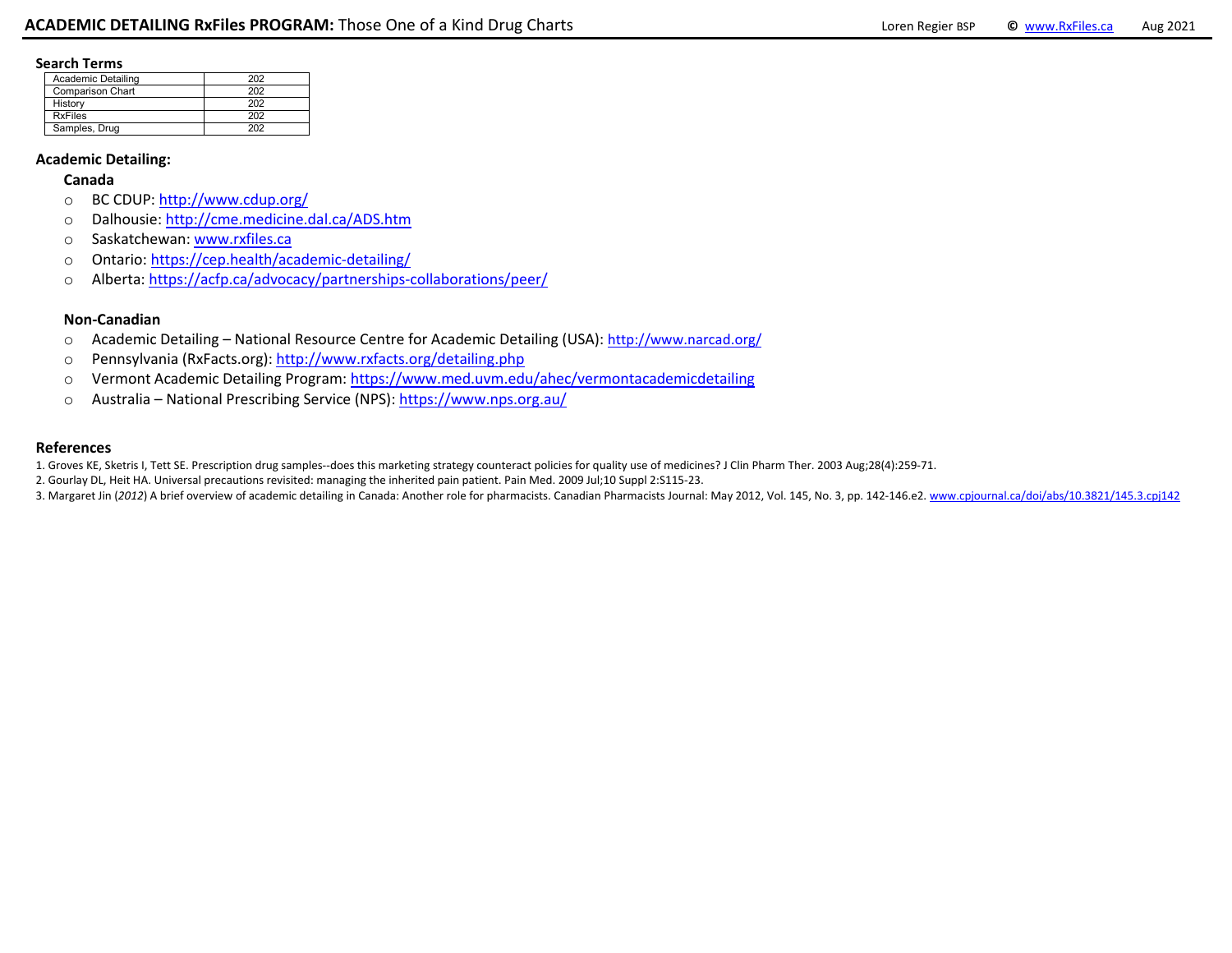### Search Terms

| | |
|---|---|
| Academic Detailing | 202 |
| Comparison Chart | 202 |
| History | 202 |
| RxFiles | 202 |
| Samples, Drug | 202 |

### Academic Detailing:

#### Canada

- BC CDUP: http://www.cdup.org/
- Dalhousie: http://cme.medicine.dal.ca/ADS.htm
- Saskatchewan: www.rxfiles.ca
- Ontario: https://cep.health/academic-detailing/
- Alberta: https://acfp.ca/advocacy/partnerships-collaborations/peer/

#### Non-Canadian

- Academic Detailing – National Resource Centre for Academic Detailing (USA): http://www.narcad.org/
- Pennsylvania (RxFacts.org): http://www.rxfacts.org/detailing.php
- Vermont Academic Detailing Program: https://www.med.uvm.edu/ahec/vermontacademicdetailing
- Australia – National Prescribing Service (NPS): https://www.nps.org.au/

### References

1. Groves KE, Sketris I, Tett SE. Prescription drug samples--does this marketing strategy counteract policies for quality use of medicines? J Clin Pharm Ther. 2003 Aug;28(4):259-71.
2. Gourlay DL, Heit HA. Universal precautions revisited: managing the inherited pain patient. Pain Med. 2009 Jul;10 Suppl 2:S115-23.
3. Margaret Jin (*2012*) A brief overview of academic detailing in Canada: Another role for pharmacists. Canadian Pharmacists Journal: May 2012, Vol. 145, No. 3, pp. 142-146.e2. www.cpjournal.ca/doi/abs/10.3821/145.3.cpj142